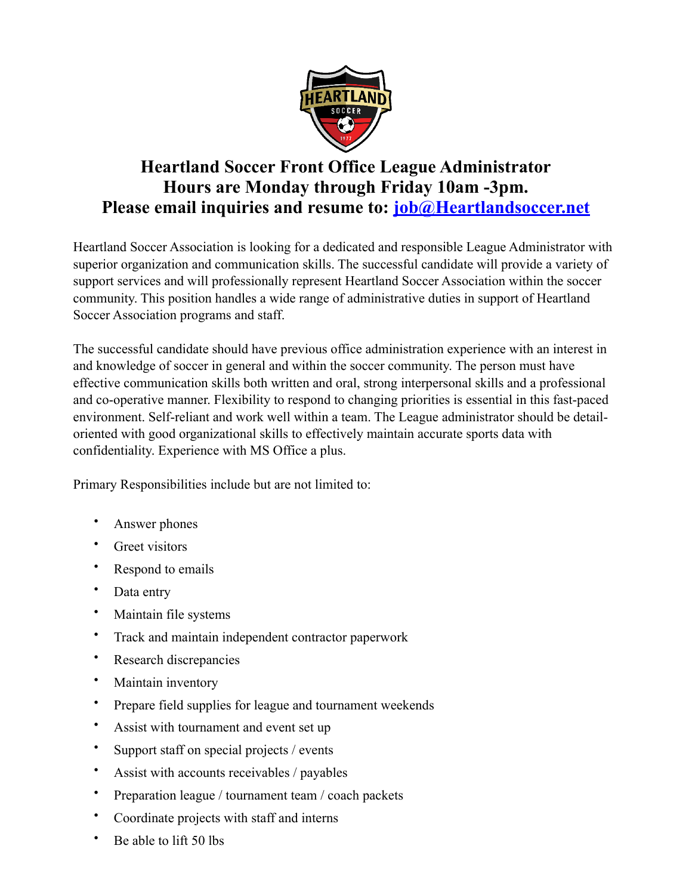# Heartland Soccer Front Office League Administrator
## Hours are Monday through Friday 10am -3pm.
## Please email inquiries and resume to: job@Heartlandsoccer.net

Heartland Soccer Association is looking for a dedicated and responsible League Administrator with superior organization and communication skills. The successful candidate will provide a variety of support services and will professionally represent Heartland Soccer Association within the soccer community. This position handles a wide range of administrative duties in support of Heartland Soccer Association programs and staff.

The successful candidate should have previous office administration experience with an interest in and knowledge of soccer in general and within the soccer community. The person must have effective communication skills both written and oral, strong interpersonal skills and a professional and co-operative manner. Flexibility to respond to changing priorities is essential in this fast-paced environment. Self-reliant and work well within a team. The League administrator should be detail-oriented with good organizational skills to effectively maintain accurate sports data with confidentiality. Experience with MS Office a plus.

Primary Responsibilities include but are not limited to:

- Answer phones
- Greet visitors
- Respond to emails
- Data entry
- Maintain file systems
- Track and maintain independent contractor paperwork
- Research discrepancies
- Maintain inventory
- Prepare field supplies for league and tournament weekends
- Assist with tournament and event set up
- Support staff on special projects / events
- Assist with accounts receivables / payables
- Preparation league / tournament team / coach packets
- Coordinate projects with staff and interns
- Be able to lift 50 lbs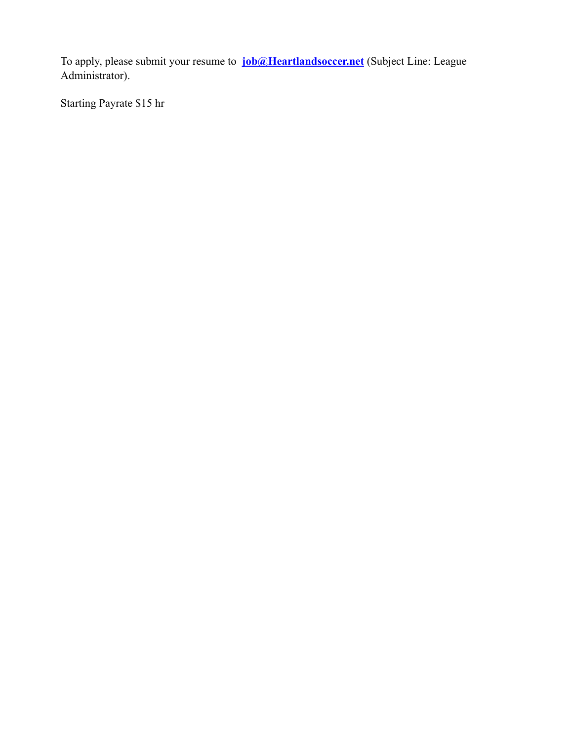To apply, please submit your resume to **job@Heartlandsoccer.net** (Subject Line: League Administrator).

Starting Payrate $15 hr